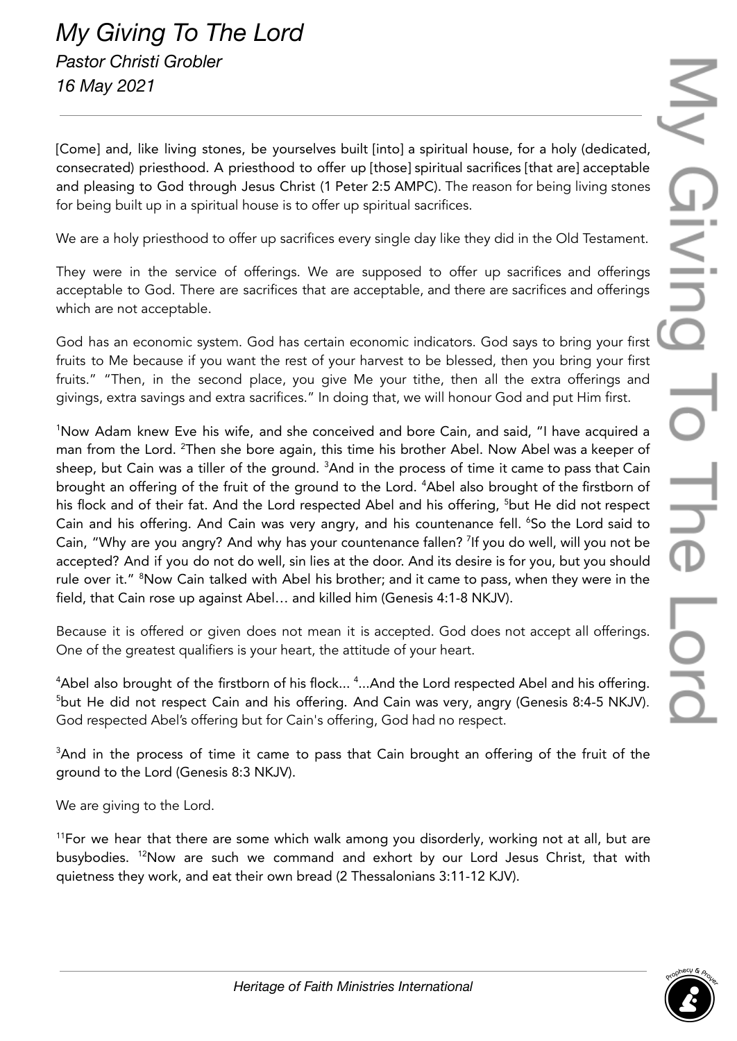# *My Giving To The Lord*

*Pastor Christi Grobler*

*16 May 2021*

---

[Come] and, like living stones, be yourselves built [into] a spiritual house, for a holy (dedicated, consecrated) priesthood. A priesthood to offer up [those] spiritual sacrifices [that are] acceptable and pleasing to God through Jesus Christ (1 Peter 2:5 AMPC). The reason for being living stones for being built up in a spiritual house is to offer up spiritual sacrifices.

We are a holy priesthood to offer up sacrifices every single day like they did in the Old Testament.

They were in the service of offerings. We are supposed to offer up sacrifices and offerings acceptable to God. There are sacrifices that are acceptable, and there are sacrifices and offerings which are not acceptable.

God has an economic system. God has certain economic indicators. God says to bring your first fruits to Me because if you want the rest of your harvest to be blessed, then you bring your first fruits." "Then, in the second place, you give Me your tithe, then all the extra offerings and givings, extra savings and extra sacrifices." In doing that, we will honour God and put Him first.

[1]Now Adam knew Eve his wife, and she conceived and bore Cain, and said, "I have acquired a man from the Lord. [2]Then she bore again, this time his brother Abel. Now Abel was a keeper of sheep, but Cain was a tiller of the ground. [3]And in the process of time it came to pass that Cain brought an offering of the fruit of the ground to the Lord. [4]Abel also brought of the firstborn of his flock and of their fat. And the Lord respected Abel and his offering, [5]but He did not respect Cain and his offering. And Cain was very angry, and his countenance fell. [6]So the Lord said to Cain, "Why are you angry? And why has your countenance fallen? [7]If you do well, will you not be accepted? And if you do not do well, sin lies at the door. And its desire is for you, but you should rule over it." [8]Now Cain talked with Abel his brother; and it came to pass, when they were in the field, that Cain rose up against Abel… and killed him (Genesis 4:1-8 NKJV).

Because it is offered or given does not mean it is accepted. God does not accept all offerings. One of the greatest qualifiers is your heart, the attitude of your heart.

[4]Abel also brought of the firstborn of his flock... [4]...And the Lord respected Abel and his offering. [5]but He did not respect Cain and his offering. And Cain was very, angry (Genesis 8:4-5 NKJV). God respected Abel's offering but for Cain's offering, God had no respect.

[3]And in the process of time it came to pass that Cain brought an offering of the fruit of the ground to the Lord (Genesis 8:3 NKJV).

We are giving to the Lord.

[11]For we hear that there are some which walk among you disorderly, working not at all, but are busybodies. [12]Now are such we command and exhort by our Lord Jesus Christ, that with quietness they work, and eat their own bread (2 Thessalonians 3:11-12 KJV).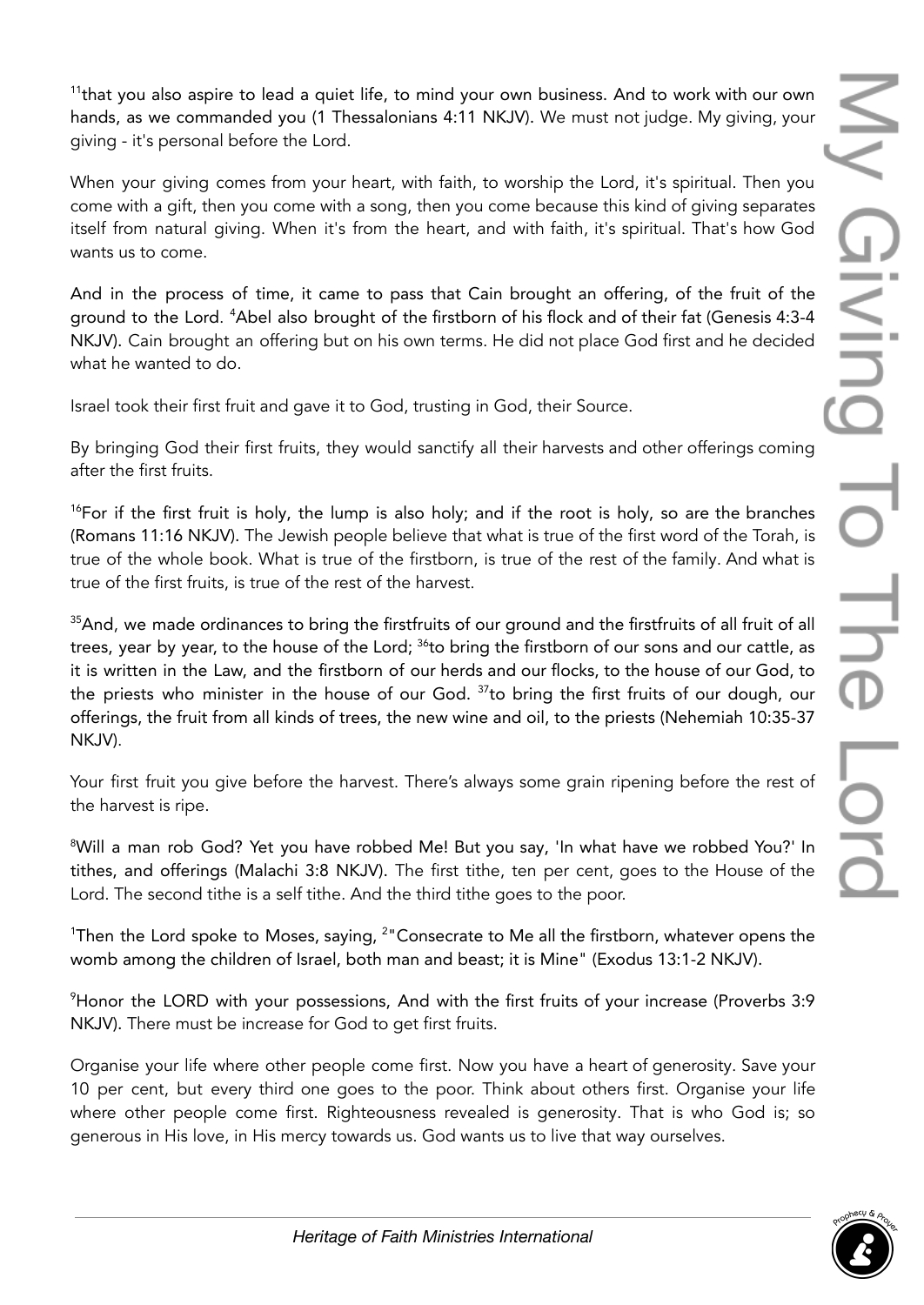[11]that you also aspire to lead a quiet life, to mind your own business. And to work with our own hands, as we commanded you (1 Thessalonians 4:11 NKJV). We must not judge. My giving, your giving - it's personal before the Lord.

When your giving comes from your heart, with faith, to worship the Lord, it's spiritual. Then you come with a gift, then you come with a song, then you come because this kind of giving separates itself from natural giving. When it's from the heart, and with faith, it's spiritual. That's how God wants us to come.

And in the process of time, it came to pass that Cain brought an offering, of the fruit of the ground to the Lord. [4]Abel also brought of the firstborn of his flock and of their fat (Genesis 4:3-4 NKJV). Cain brought an offering but on his own terms. He did not place God first and he decided what he wanted to do.

Israel took their first fruit and gave it to God, trusting in God, their Source.

By bringing God their first fruits, they would sanctify all their harvests and other offerings coming after the first fruits.

[16]For if the first fruit is holy, the lump is also holy; and if the root is holy, so are the branches (Romans 11:16 NKJV). The Jewish people believe that what is true of the first word of the Torah, is true of the whole book. What is true of the firstborn, is true of the rest of the family. And what is true of the first fruits, is true of the rest of the harvest.

[35]And, we made ordinances to bring the firstfruits of our ground and the firstfruits of all fruit of all trees, year by year, to the house of the Lord; [36]to bring the firstborn of our sons and our cattle, as it is written in the Law, and the firstborn of our herds and our flocks, to the house of our God, to the priests who minister in the house of our God. [37]to bring the first fruits of our dough, our offerings, the fruit from all kinds of trees, the new wine and oil, to the priests (Nehemiah 10:35-37 NKJV).

Your first fruit you give before the harvest. There's always some grain ripening before the rest of the harvest is ripe.

[8]Will a man rob God? Yet you have robbed Me! But you say, 'In what have we robbed You?' In tithes, and offerings (Malachi 3:8 NKJV). The first tithe, ten per cent, goes to the House of the Lord. The second tithe is a self tithe. And the third tithe goes to the poor.

[1]Then the Lord spoke to Moses, saying, [2]"Consecrate to Me all the firstborn, whatever opens the womb among the children of Israel, both man and beast; it is Mine" (Exodus 13:1-2 NKJV).

[9]Honor the LORD with your possessions, And with the first fruits of your increase (Proverbs 3:9 NKJV). There must be increase for God to get first fruits.

Organise your life where other people come first. Now you have a heart of generosity. Save your 10 per cent, but every third one goes to the poor. Think about others first. Organise your life where other people come first. Righteousness revealed is generosity. That is who God is; so generous in His love, in His mercy towards us. God wants us to live that way ourselves.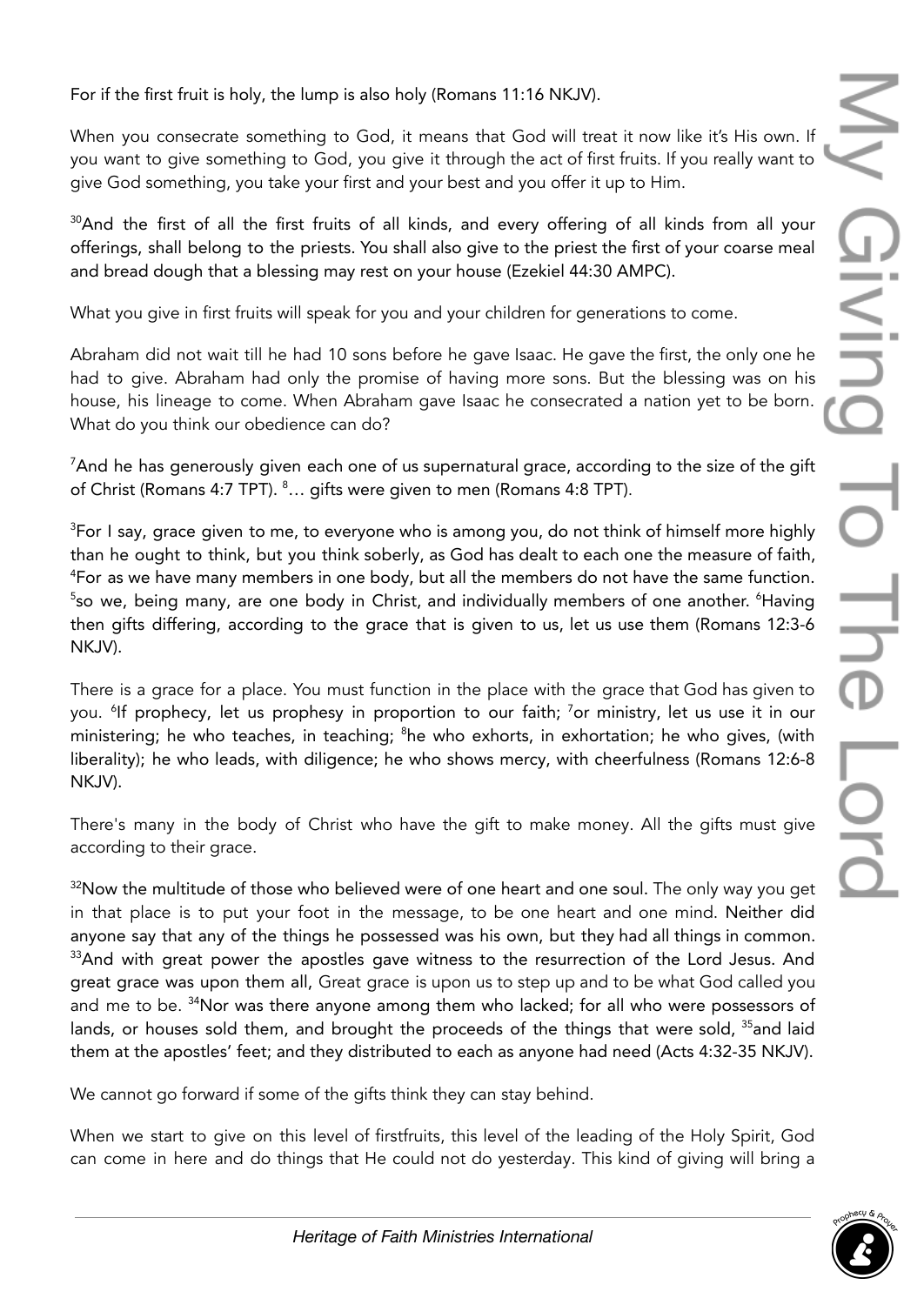For if the first fruit is holy, the lump is also holy (Romans 11:16 NKJV).

When you consecrate something to God, it means that God will treat it now like it's His own. If you want to give something to God, you give it through the act of first fruits. If you really want to give God something, you take your first and your best and you offer it up to Him.

[30]And the first of all the first fruits of all kinds, and every offering of all kinds from all your offerings, shall belong to the priests. You shall also give to the priest the first of your coarse meal and bread dough that a blessing may rest on your house (Ezekiel 44:30 AMPC).

What you give in first fruits will speak for you and your children for generations to come.

Abraham did not wait till he had 10 sons before he gave Isaac. He gave the first, the only one he had to give. Abraham had only the promise of having more sons. But the blessing was on his house, his lineage to come. When Abraham gave Isaac he consecrated a nation yet to be born. What do you think our obedience can do?

[7]And he has generously given each one of us supernatural grace, according to the size of the gift of Christ (Romans 4:7 TPT). [8]… gifts were given to men (Romans 4:8 TPT).

[3]For I say, grace given to me, to everyone who is among you, do not think of himself more highly than he ought to think, but you think soberly, as God has dealt to each one the measure of faith, [4]For as we have many members in one body, but all the members do not have the same function. [5]so we, being many, are one body in Christ, and individually members of one another. [6]Having then gifts differing, according to the grace that is given to us, let us use them (Romans 12:3-6 NKJV).

There is a grace for a place. You must function in the place with the grace that God has given to you. [6]If prophecy, let us prophesy in proportion to our faith; [7]or ministry, let us use it in our ministering; he who teaches, in teaching; [8]he who exhorts, in exhortation; he who gives, (with liberality); he who leads, with diligence; he who shows mercy, with cheerfulness (Romans 12:6-8 NKJV).

There's many in the body of Christ who have the gift to make money. All the gifts must give according to their grace.

[32]Now the multitude of those who believed were of one heart and one soul. The only way you get in that place is to put your foot in the message, to be one heart and one mind. Neither did anyone say that any of the things he possessed was his own, but they had all things in common. [33]And with great power the apostles gave witness to the resurrection of the Lord Jesus. And great grace was upon them all, Great grace is upon us to step up and to be what God called you and me to be. [34]Nor was there anyone among them who lacked; for all who were possessors of lands, or houses sold them, and brought the proceeds of the things that were sold, [35]and laid them at the apostles' feet; and they distributed to each as anyone had need (Acts 4:32-35 NKJV).

We cannot go forward if some of the gifts think they can stay behind.

When we start to give on this level of firstfruits, this level of the leading of the Holy Spirit, God can come in here and do things that He could not do yesterday. This kind of giving will bring a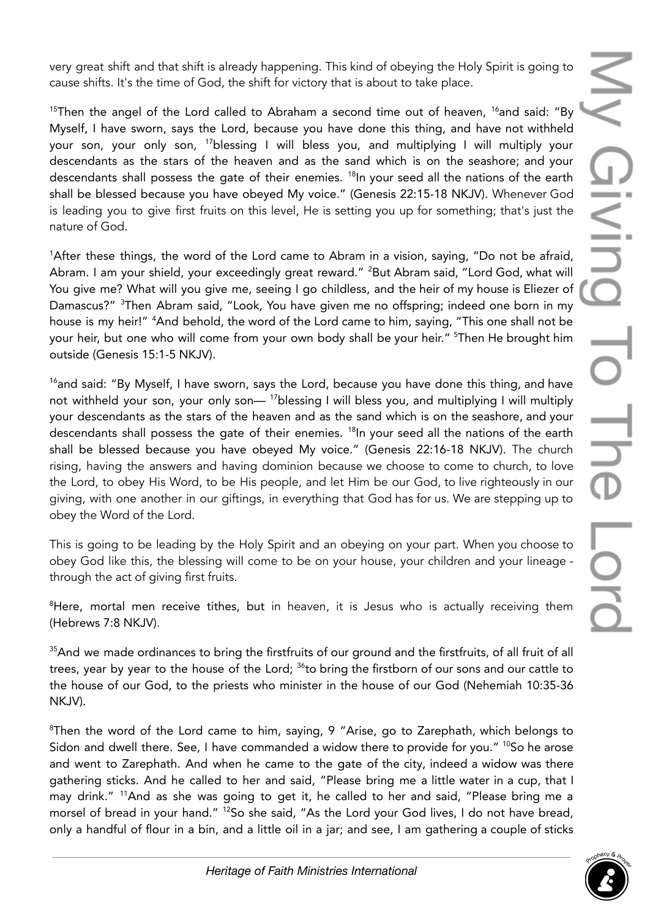very great shift and that shift is already happening. This kind of obeying the Holy Spirit is going to cause shifts. It's the time of God, the shift for victory that is about to take place.

[15]Then the angel of the Lord called to Abraham a second time out of heaven, [16]and said: "By Myself, I have sworn, says the Lord, because you have done this thing, and have not withheld your son, your only son, [17]blessing I will bless you, and multiplying I will multiply your descendants as the stars of the heaven and as the sand which is on the seashore; and your descendants shall possess the gate of their enemies. [18]In your seed all the nations of the earth shall be blessed because you have obeyed My voice." (Genesis 22:15-18 NKJV). Whenever God is leading you to give first fruits on this level, He is setting you up for something; that's just the nature of God.

[1]After these things, the word of the Lord came to Abram in a vision, saying, "Do not be afraid, Abram. I am your shield, your exceedingly great reward." [2]But Abram said, "Lord God, what will You give me? What will you give me, seeing I go childless, and the heir of my house is Eliezer of Damascus?" [3]Then Abram said, "Look, You have given me no offspring; indeed one born in my house is my heir!" [4]And behold, the word of the Lord came to him, saying, "This one shall not be your heir, but one who will come from your own body shall be your heir." [5]Then He brought him outside (Genesis 15:1-5 NKJV).

[16]and said: "By Myself, I have sworn, says the Lord, because you have done this thing, and have not withheld your son, your only son— [17]blessing I will bless you, and multiplying I will multiply your descendants as the stars of the heaven and as the sand which is on the seashore, and your descendants shall possess the gate of their enemies. [18]In your seed all the nations of the earth shall be blessed because you have obeyed My voice." (Genesis 22:16-18 NKJV). The church rising, having the answers and having dominion because we choose to come to church, to love the Lord, to obey His Word, to be His people, and let Him be our God, to live righteously in our giving, with one another in our giftings, in everything that God has for us. We are stepping up to obey the Word of the Lord.

This is going to be leading by the Holy Spirit and an obeying on your part. When you choose to obey God like this, the blessing will come to be on your house, your children and your lineage - through the act of giving first fruits.

[8]Here, mortal men receive tithes, but in heaven, it is Jesus who is actually receiving them (Hebrews 7:8 NKJV).

[35]And we made ordinances to bring the firstfruits of our ground and the firstfruits, of all fruit of all trees, year by year to the house of the Lord; [36]to bring the firstborn of our sons and our cattle to the house of our God, to the priests who minister in the house of our God (Nehemiah 10:35-36 NKJV).

[8]Then the word of the Lord came to him, saying, 9 "Arise, go to Zarephath, which belongs to Sidon and dwell there. See, I have commanded a widow there to provide for you." [10]So he arose and went to Zarephath. And when he came to the gate of the city, indeed a widow was there gathering sticks. And he called to her and said, "Please bring me a little water in a cup, that I may drink." [11]And as she was going to get it, he called to her and said, "Please bring me a morsel of bread in your hand." [12]So she said, "As the Lord your God lives, I do not have bread, only a handful of flour in a bin, and a little oil in a jar; and see, I am gathering a couple of sticks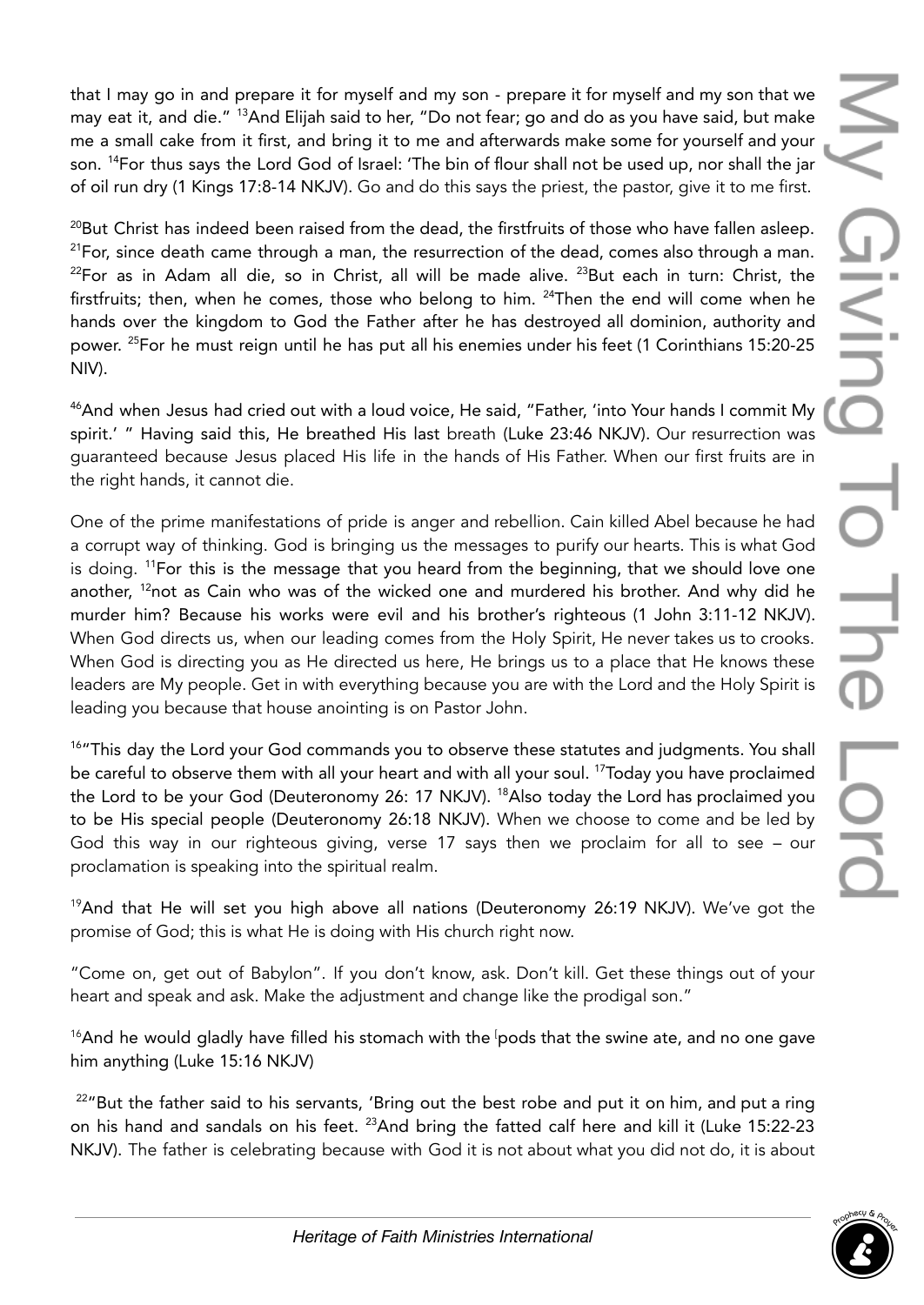that I may go in and prepare it for myself and my son - prepare it for myself and my son that we may eat it, and die." [13]And Elijah said to her, "Do not fear; go and do as you have said, but make me a small cake from it first, and bring it to me and afterwards make some for yourself and your son. [14]For thus says the Lord God of Israel: 'The bin of flour shall not be used up, nor shall the jar of oil run dry (1 Kings 17:8-14 NKJV). Go and do this says the priest, the pastor, give it to me first.

[20]But Christ has indeed been raised from the dead, the firstfruits of those who have fallen asleep. [21]For, since death came through a man, the resurrection of the dead, comes also through a man. [22]For as in Adam all die, so in Christ, all will be made alive. [23]But each in turn: Christ, the firstfruits; then, when he comes, those who belong to him. [24]Then the end will come when he hands over the kingdom to God the Father after he has destroyed all dominion, authority and power. [25]For he must reign until he has put all his enemies under his feet (1 Corinthians 15:20-25 NIV).

[46]And when Jesus had cried out with a loud voice, He said, "Father, 'into Your hands I commit My spirit.' " Having said this, He breathed His last breath (Luke 23:46 NKJV). Our resurrection was guaranteed because Jesus placed His life in the hands of His Father. When our first fruits are in the right hands, it cannot die.

One of the prime manifestations of pride is anger and rebellion. Cain killed Abel because he had a corrupt way of thinking. God is bringing us the messages to purify our hearts. This is what God is doing. [11]For this is the message that you heard from the beginning, that we should love one another, [12]not as Cain who was of the wicked one and murdered his brother. And why did he murder him? Because his works were evil and his brother's righteous (1 John 3:11-12 NKJV). When God directs us, when our leading comes from the Holy Spirit, He never takes us to crooks. When God is directing you as He directed us here, He brings us to a place that He knows these leaders are My people. Get in with everything because you are with the Lord and the Holy Spirit is leading you because that house anointing is on Pastor John.

[16]"This day the Lord your God commands you to observe these statutes and judgments. You shall be careful to observe them with all your heart and with all your soul. [17]Today you have proclaimed the Lord to be your God (Deuteronomy 26: 17 NKJV). [18]Also today the Lord has proclaimed you to be His special people (Deuteronomy 26:18 NKJV). When we choose to come and be led by God this way in our righteous giving, verse 17 says then we proclaim for all to see – our proclamation is speaking into the spiritual realm.

[19]And that He will set you high above all nations (Deuteronomy 26:19 NKJV). We've got the promise of God; this is what He is doing with His church right now.

"Come on, get out of Babylon". If you don't know, ask. Don't kill. Get these things out of your heart and speak and ask. Make the adjustment and change like the prodigal son."

[16]And he would gladly have filled his stomach with the pods that the swine ate, and no one gave him anything (Luke 15:16 NKJV)

[22]"But the father said to his servants, 'Bring out the best robe and put it on him, and put a ring on his hand and sandals on his feet. [23]And bring the fatted calf here and kill it (Luke 15:22-23 NKJV). The father is celebrating because with God it is not about what you did not do, it is about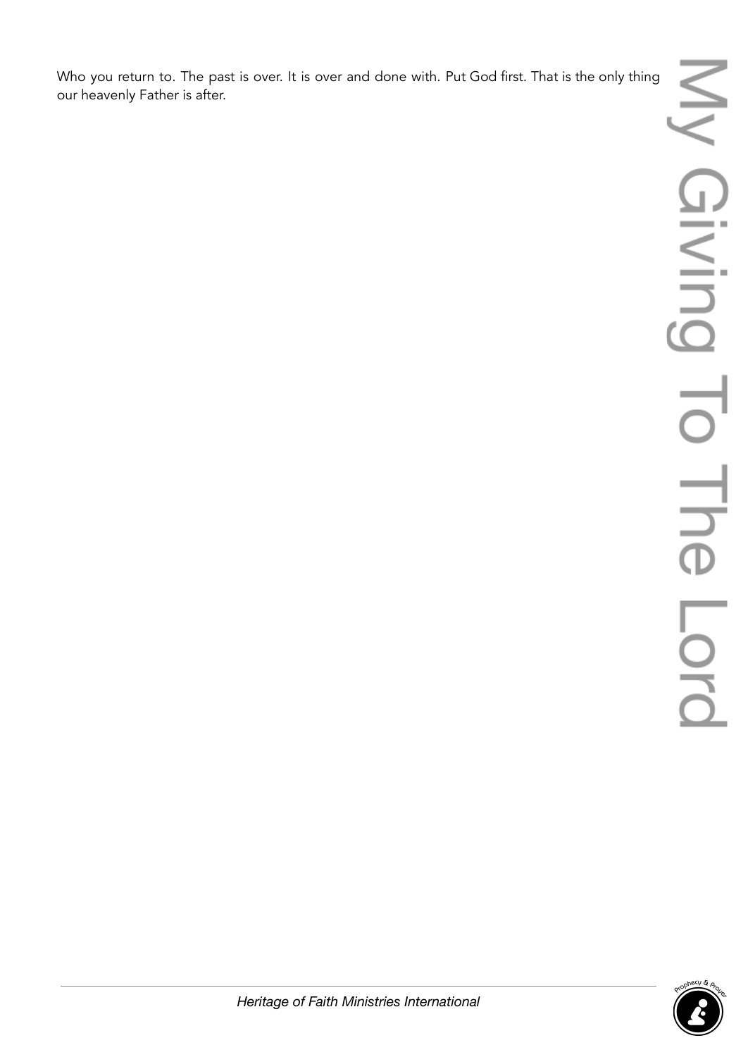Who you return to. The past is over. It is over and done with. Put God first. That is the only thing our heavenly Father is after.